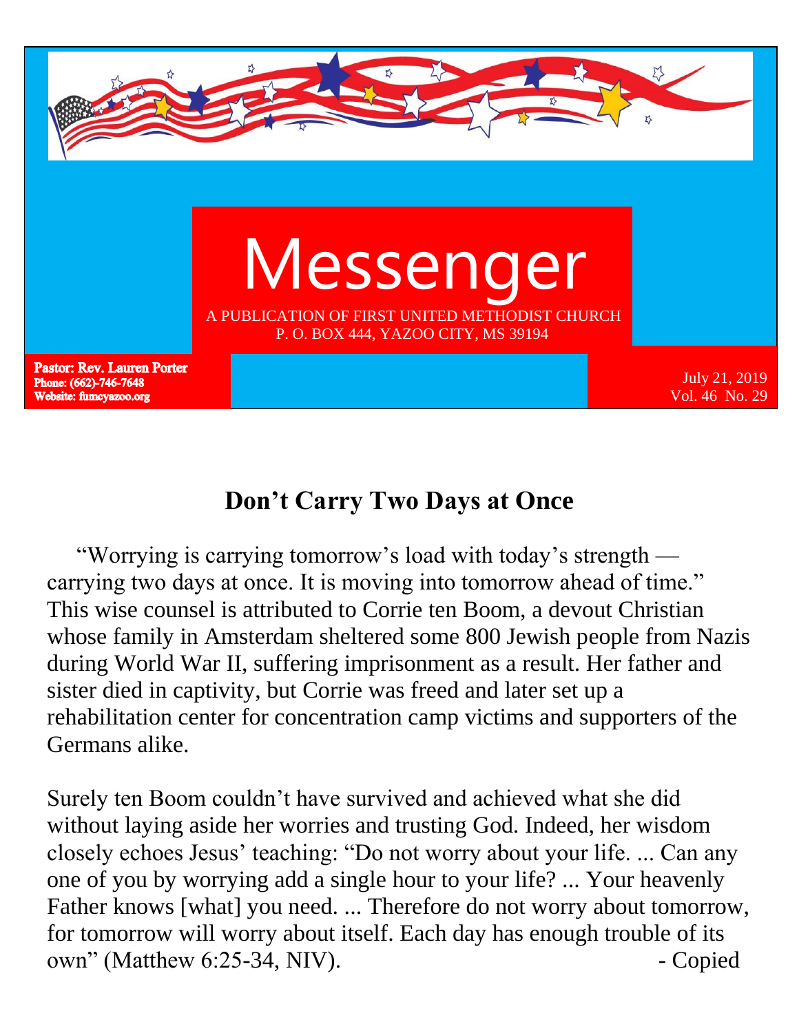# Messenger

A PUBLICATION OF FIRST UNITED METHODIST CHURCH
P. O. BOX 444, YAZOO CITY, MS 39194

**Pastor: Rev. Lauren Porter**
**Phone: (662)-746-7648**
**Website: fumcyazoo.org**

July 21, 2019
Vol. 46 No. 29

## Don't Carry Two Days at Once

"Worrying is carrying tomorrow's load with today's strength — carrying two days at once. It is moving into tomorrow ahead of time." This wise counsel is attributed to Corrie ten Boom, a devout Christian whose family in Amsterdam sheltered some 800 Jewish people from Nazis during World War II, suffering imprisonment as a result. Her father and sister died in captivity, but Corrie was freed and later set up a rehabilitation center for concentration camp victims and supporters of the Germans alike.

Surely ten Boom couldn't have survived and achieved what she did without laying aside her worries and trusting God. Indeed, her wisdom closely echoes Jesus' teaching: "Do not worry about your life. ... Can any one of you by worrying add a single hour to your life? ... Your heavenly Father knows [what] you need. ... Therefore do not worry about tomorrow, for tomorrow will worry about itself. Each day has enough trouble of its own" (Matthew 6:25-34, NIV). - Copied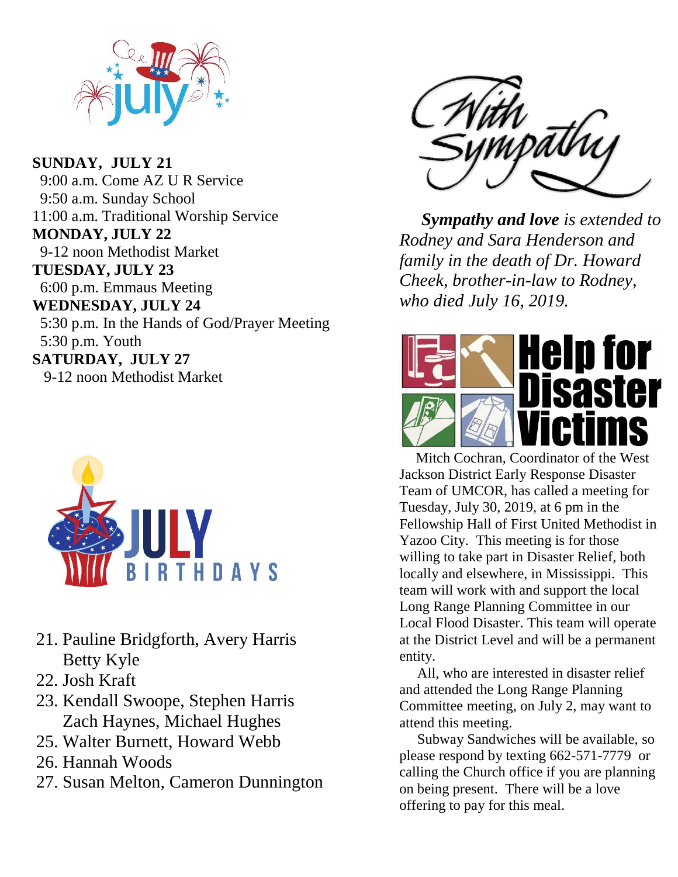**SUNDAY, JULY 21**

9:00 a.m. Come AZ U R Service
9:50 a.m. Sunday School
11:00 a.m. Traditional Worship Service

**MONDAY, JULY 22**

9-12 noon Methodist Market

**TUESDAY, JULY 23**

6:00 p.m. Emmaus Meeting

**WEDNESDAY, JULY 24**

5:30 p.m. In the Hands of God/Prayer Meeting
5:30 p.m. Youth

**SATURDAY, JULY 27**

9-12 noon Methodist Market

## JULY BIRTHDAYS

21. Pauline Bridgforth, Avery Harris
    Betty Kyle
22. Josh Kraft
23. Kendall Swoope, Stephen Harris
    Zach Haynes, Michael Hughes
25. Walter Burnett, Howard Webb
26. Hannah Woods
27. Susan Melton, Cameron Dunnington

## With Sympathy

***Sympathy and love*** *is extended to Rodney and Sara Henderson and family in the death of Dr. Howard Cheek, brother-in-law to Rodney, who died July 16, 2019.*

## Help for Disaster Victims

Mitch Cochran, Coordinator of the West Jackson District Early Response Disaster Team of UMCOR, has called a meeting for Tuesday, July 30, 2019, at 6 pm in the Fellowship Hall of First United Methodist in Yazoo City. This meeting is for those willing to take part in Disaster Relief, both locally and elsewhere, in Mississippi. This team will work with and support the local Long Range Planning Committee in our Local Flood Disaster. This team will operate at the District Level and will be a permanent entity.

All, who are interested in disaster relief and attended the Long Range Planning Committee meeting, on July 2, may want to attend this meeting.

Subway Sandwiches will be available, so please respond by texting 662-571-7779 or calling the Church office if you are planning on being present. There will be a love offering to pay for this meal.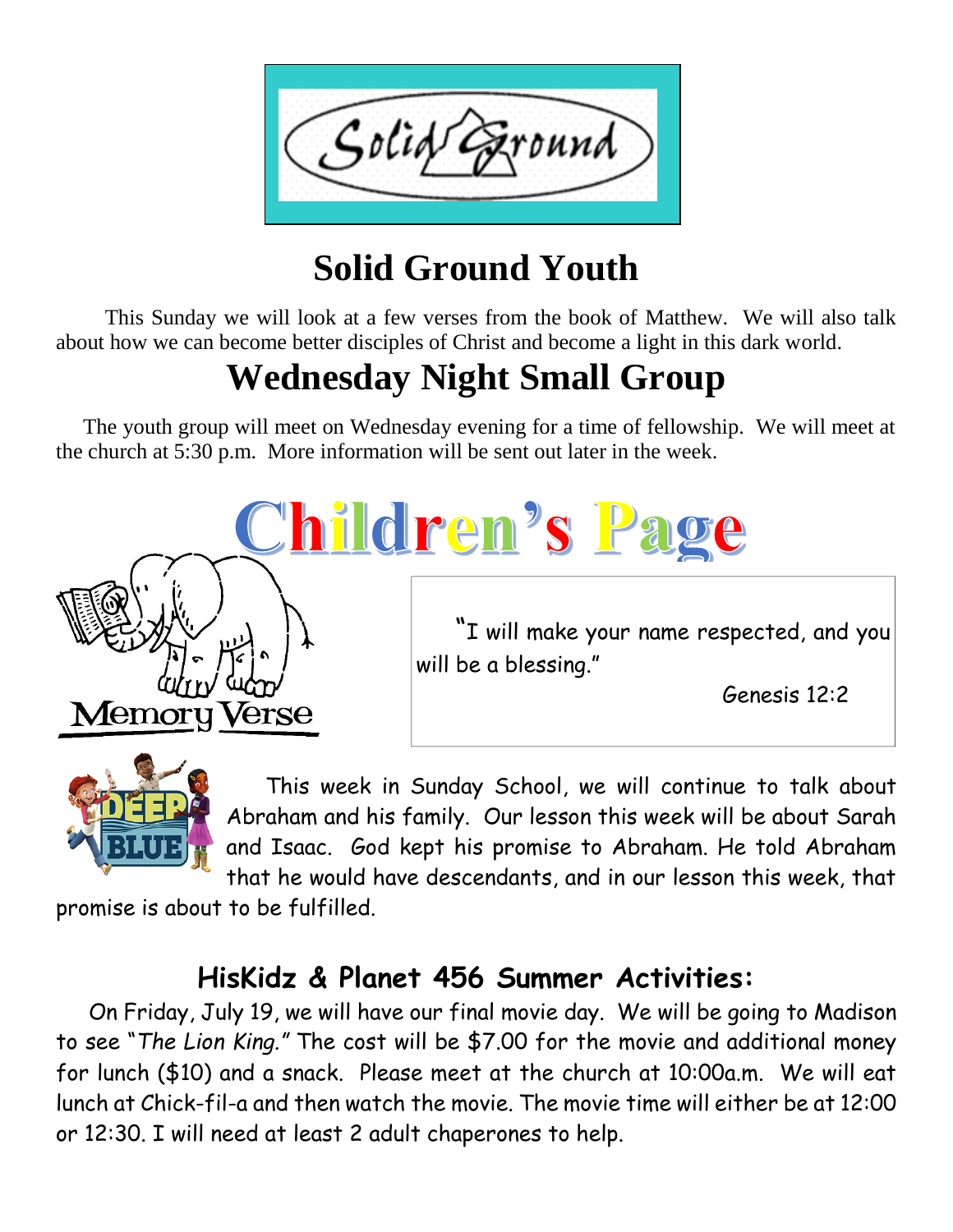Solid Ground

# Solid Ground Youth

This Sunday we will look at a few verses from the book of Matthew. We will also talk about how we can become better disciples of Christ and become a light in this dark world.

# Wednesday Night Small Group

The youth group will meet on Wednesday evening for a time of fellowship. We will meet at the church at 5:30 p.m. More information will be sent out later in the week.

# Children's Page

**Memory Verse**

"I will make your name respected, and you will be a blessing."

Genesis 12:2

This week in Sunday School, we will continue to talk about Abraham and his family. Our lesson this week will be about Sarah and Isaac. God kept his promise to Abraham. He told Abraham that he would have descendants, and in our lesson this week, that promise is about to be fulfilled.

## HisKidz & Planet 456 Summer Activities:

On Friday, July 19, we will have our final movie day. We will be going to Madison to see "*The Lion King.*" The cost will be $7.00 for the movie and additional money for lunch ($10) and a snack. Please meet at the church at 10:00a.m. We will eat lunch at Chick-fil-a and then watch the movie. The movie time will either be at 12:00 or 12:30. I will need at least 2 adult chaperones to help.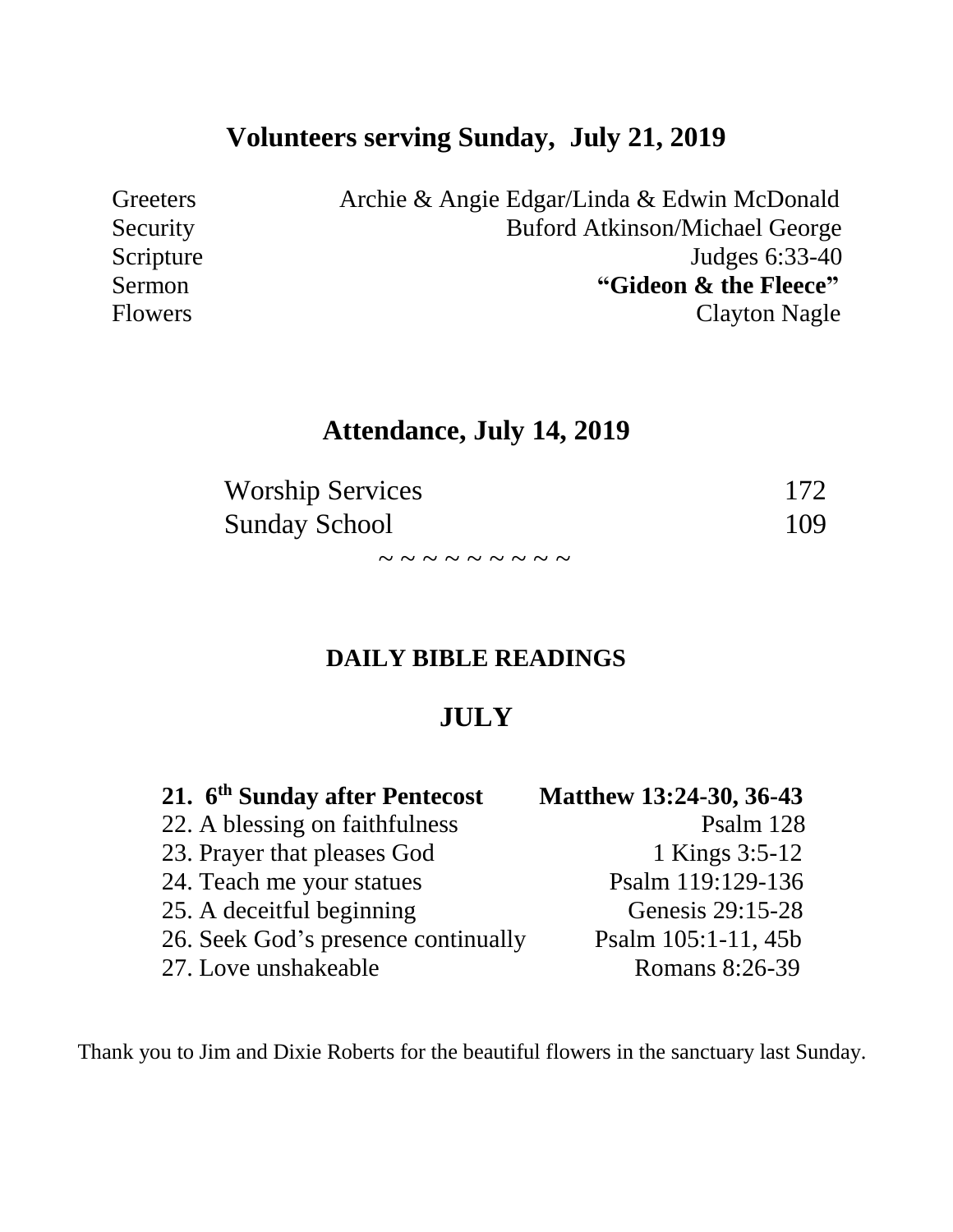## Volunteers serving Sunday, July 21, 2019

| | |
|---|---|
| Greeters | Archie & Angie Edgar/Linda & Edwin McDonald |
| Security | Buford Atkinson/Michael George |
| Scripture | Judges 6:33-40 |
| Sermon | **"Gideon & the Fleece"** |
| Flowers | Clayton Nagle |

## Attendance, July 14, 2019

| | |
|---|---|
| Worship Services | 172 |
| Sunday School | 109 |

~ ~ ~ ~ ~ ~ ~ ~ ~ ~

### DAILY BIBLE READINGS

## JULY

| | |
|---|---|
| **21. 6th Sunday after Pentecost** | **Matthew 13:24-30, 36-43** |
| 22. A blessing on faithfulness | Psalm 128 |
| 23. Prayer that pleases God | 1 Kings 3:5-12 |
| 24. Teach me your statues | Psalm 119:129-136 |
| 25. A deceitful beginning | Genesis 29:15-28 |
| 26. Seek God's presence continually | Psalm 105:1-11, 45b |
| 27. Love unshakeable | Romans 8:26-39 |

Thank you to Jim and Dixie Roberts for the beautiful flowers in the sanctuary last Sunday.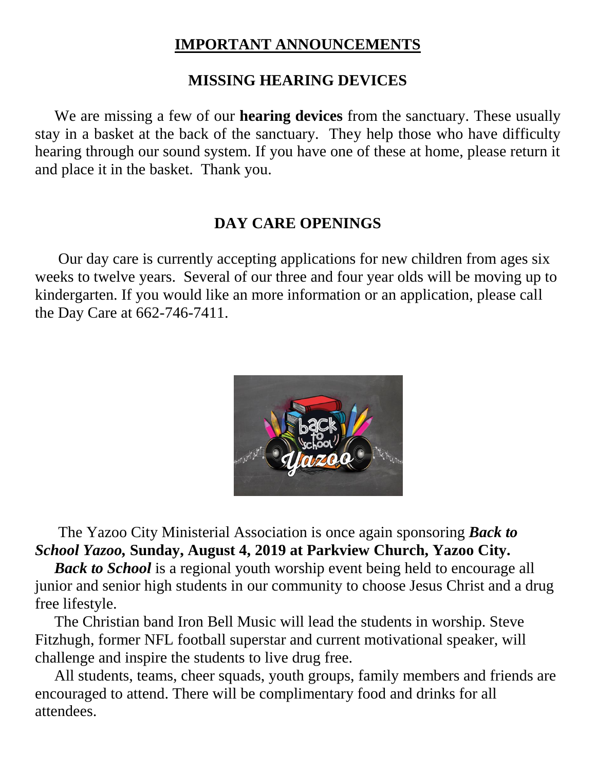# IMPORTANT ANNOUNCEMENTS

## MISSING HEARING DEVICES

We are missing a few of our **hearing devices** from the sanctuary. These usually stay in a basket at the back of the sanctuary. They help those who have difficulty hearing through our sound system. If you have one of these at home, please return it and place it in the basket. Thank you.

## DAY CARE OPENINGS

Our day care is currently accepting applications for new children from ages six weeks to twelve years. Several of our three and four year olds will be moving up to kindergarten. If you would like an more information or an application, please call the Day Care at 662-746-7411.

The Yazoo City Ministerial Association is once again sponsoring ***Back to School Yazoo,*** **Sunday, August 4, 2019 at Parkview Church, Yazoo City.**

***Back to School*** is a regional youth worship event being held to encourage all junior and senior high students in our community to choose Jesus Christ and a drug free lifestyle.

The Christian band Iron Bell Music will lead the students in worship. Steve Fitzhugh, former NFL football superstar and current motivational speaker, will challenge and inspire the students to live drug free.

All students, teams, cheer squads, youth groups, family members and friends are encouraged to attend. There will be complimentary food and drinks for all attendees.